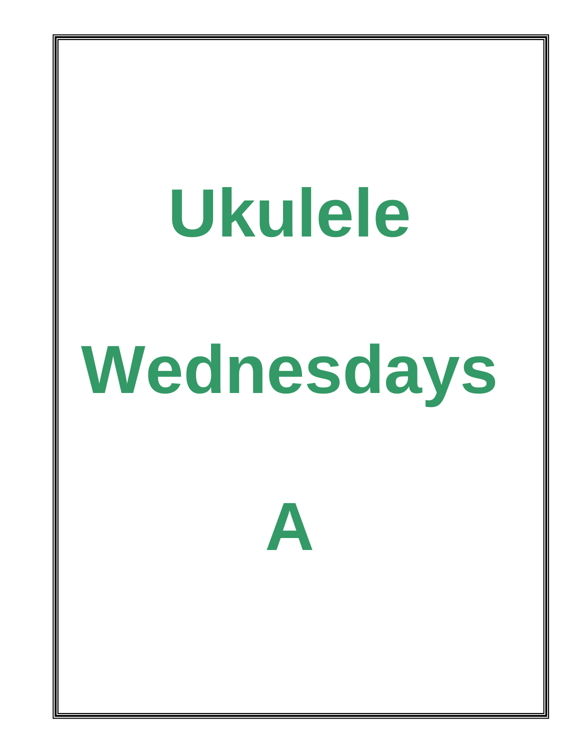# Ukulele

# Wednesdays

# A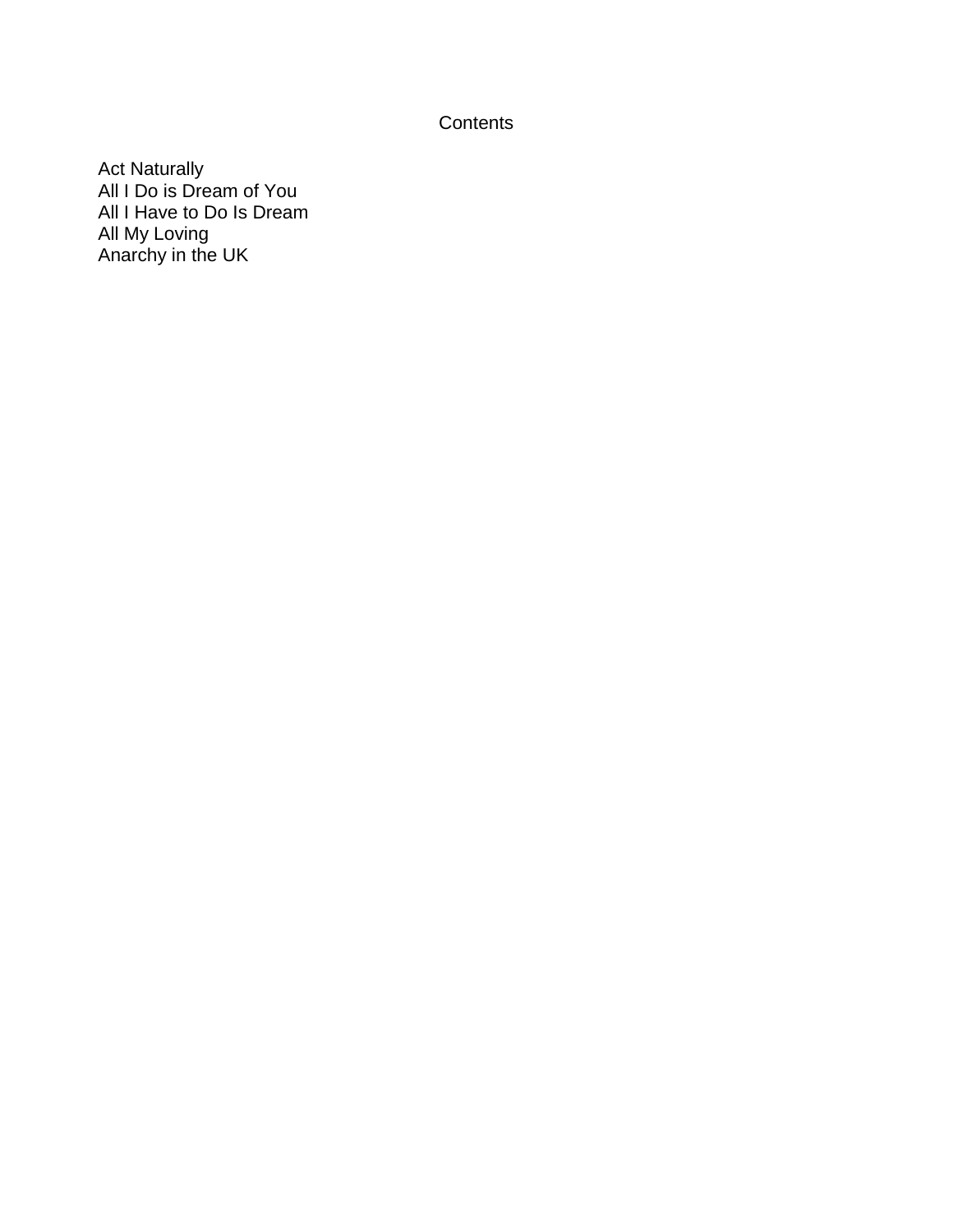# Contents

Act Naturally
All I Do is Dream of You
All I Have to Do Is Dream
All My Loving
Anarchy in the UK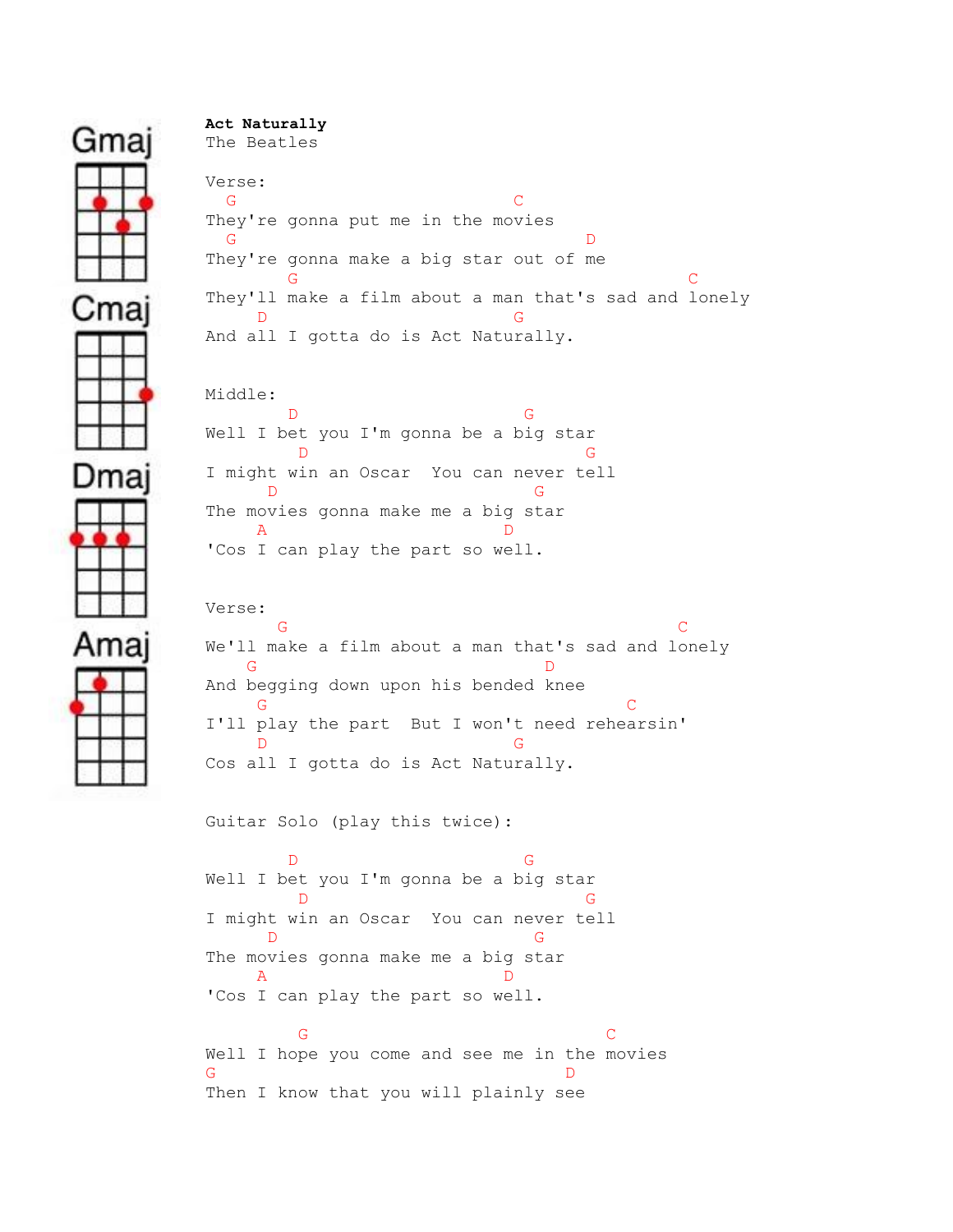Gmaj

Cmaj

Dmaj

Amaj

**Act Naturally**
The Beatles

```
Verse:
  G                          C
They're gonna put me in the movies
  G                                 D
They're gonna make a big star out of me
        G                                       C
They'll make a film about a man that's sad and lonely
     D                       G
And all I gotta do is Act Naturally.


Middle:
        D                       G
Well I bet you I'm gonna be a big star
         D                            G
I might win an Oscar  You can never tell
      D                          G
The movies gonna make me a big star
     A                        D
'Cos I can play the part so well.


Verse:
       G                                       C
We'll make a film about a man that's sad and lonely
    G                              D
And begging down upon his bended knee
     G                                     C
I'll play the part  But I won't need rehearsin'
     D                       G
Cos all I gotta do is Act Naturally.


Guitar Solo (play this twice):

        D                       G
Well I bet you I'm gonna be a big star
         D                            G
I might win an Oscar  You can never tell
      D                          G
The movies gonna make me a big star
     A                        D
'Cos I can play the part so well.

         G                           C
Well I hope you come and see me in the movies
G                                  D
Then I know that you will plainly see
```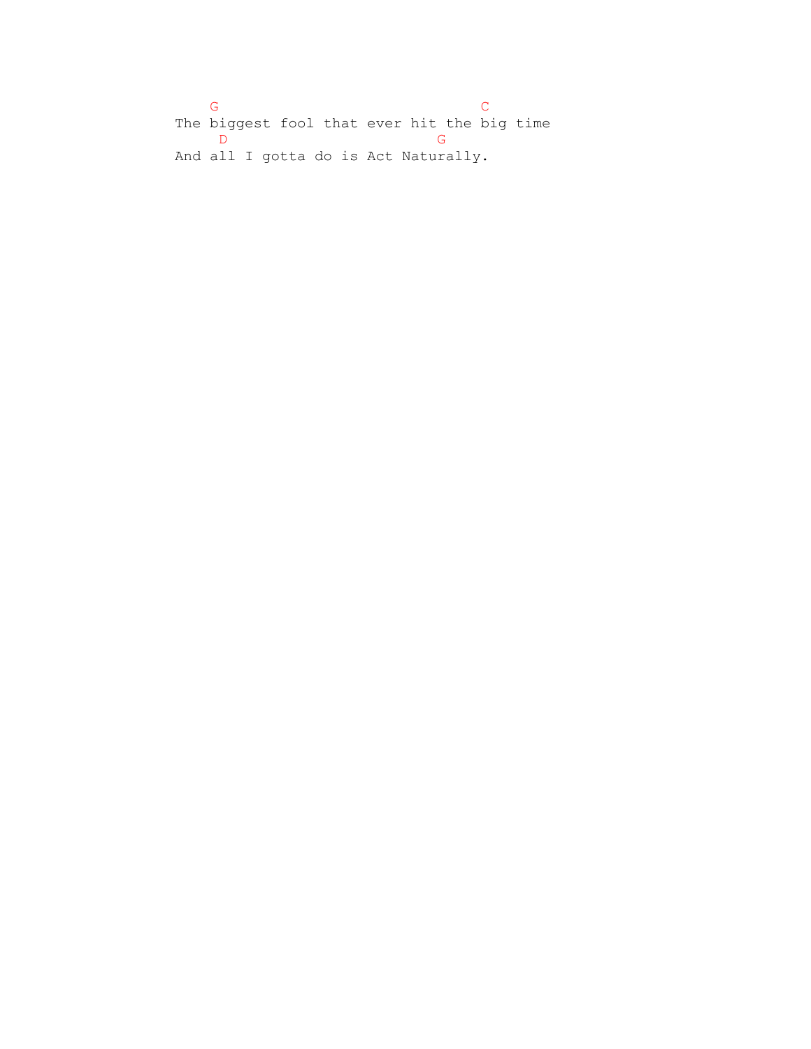```
    G                              C
The biggest fool that ever hit the big time
     D                        G
And all I gotta do is Act Naturally.
```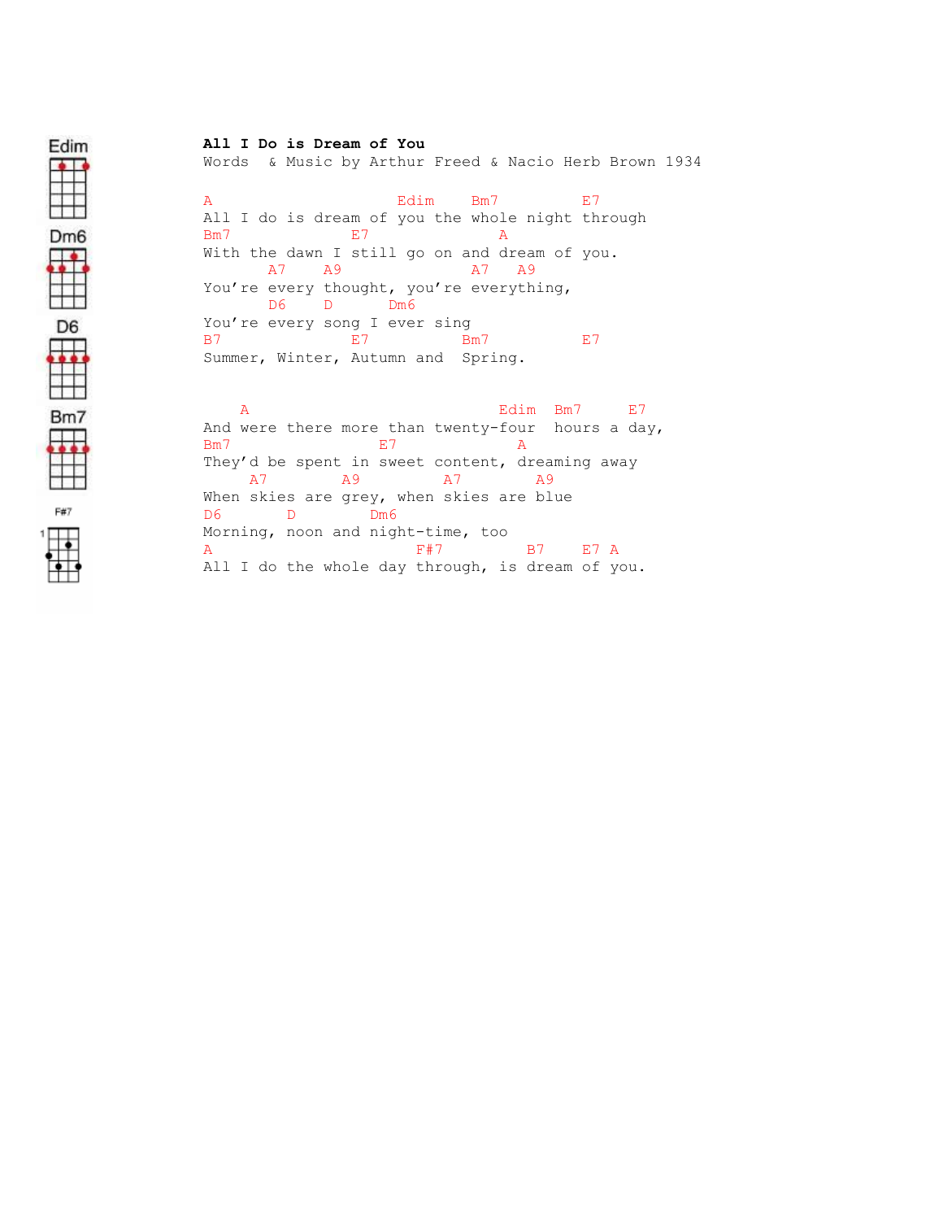**All I Do is Dream of You**
Words & Music by Arthur Freed & Nacio Herb Brown 1934

```
A                     Edim    Bm7         E7
All I do is dream of you the whole night through
Bm7             E7              A
With the dawn I still go on and dream of you.
       A7    A9               A7   A9
You're every thought, you're everything,
       D6    D      Dm6
You're every song I ever sing
B7              E7          Bm7           E7
Summer, Winter, Autumn and  Spring.


    A                          Edim  Bm7     E7
And were there more than twenty-four  hours a day,
Bm7                E7             A
They'd be spent in sweet content, dreaming away
     A7        A9         A7         A9
When skies are grey, when skies are blue
D6       D        Dm6
Morning, noon and night-time, too
A                      F#7          B7    E7 A
All I do the whole day through, is dream of you.
```

Edim

Dm6

D6

Bm7

F#7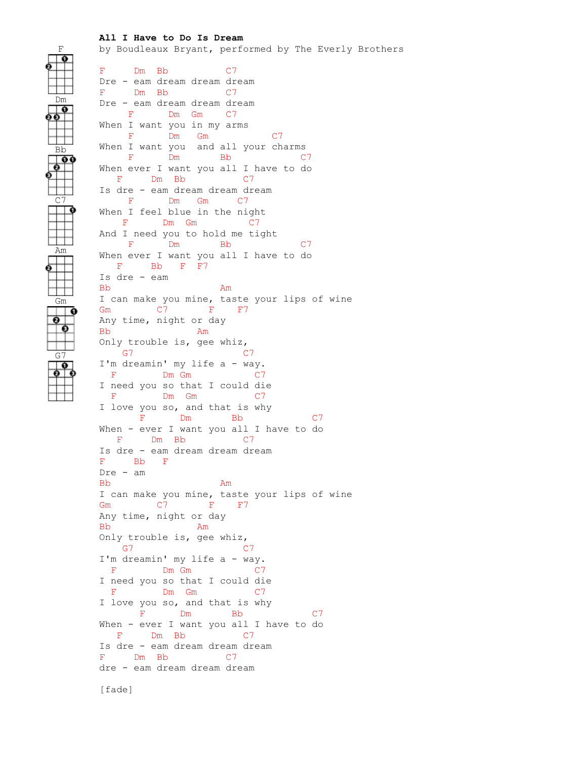**All I Have to Do Is Dream**
by Boudleaux Bryant, performed by The Everly Brothers

```
F      Dm  Bb          C7
Dre - eam dream dream dream
F      Dm  Bb          C7
Dre - eam dream dream dream
     F       Dm  Gm    C7
When I want you in my arms
     F       Dm   Gm            C7
When I want you  and all your charms
     F       Dm        Bb          C7
When ever I want you all I have to do
   F     Dm  Bb          C7
Is dre - eam dream dream dream
     F       Dm   Gm      C7
When I feel blue in the night
    F       Dm  Gm          C7
And I need you to hold me tight
     F       Dm        Bb          C7
When ever I want you all I have to do
   F     Bb    F  F7
Is dre - eam
Bb                    Am
I can make you mine, taste your lips of wine
Gm         C7        F    F7
Any time, night or day
Bb                Am
Only trouble is, gee whiz,
    G7                  C7
I'm dreamin' my life a - way.
  F          Dm Gm          C7
I need you so that I could die
  F          Dm   Gm         C7
I love you so, and that is why
       F       Dm        Bb          C7
When - ever I want you all I have to do
   F     Dm  Bb          C7
Is dre - eam dream dream dream
F     Bb   F
Dre - am
Bb                    Am
I can make you mine, taste your lips of wine
Gm         C7        F    F7
Any time, night or day
Bb                Am
Only trouble is, gee whiz,
    G7                  C7
I'm dreamin' my life a - way.
  F          Dm Gm          C7
I need you so that I could die
  F          Dm   Gm         C7
I love you so, and that is why
       F       Dm        Bb          C7
When - ever I want you all I have to do
   F     Dm  Bb          C7
Is dre - eam dream dream dream
F      Dm  Bb          C7
dre - eam dream dream dream

[fade]
```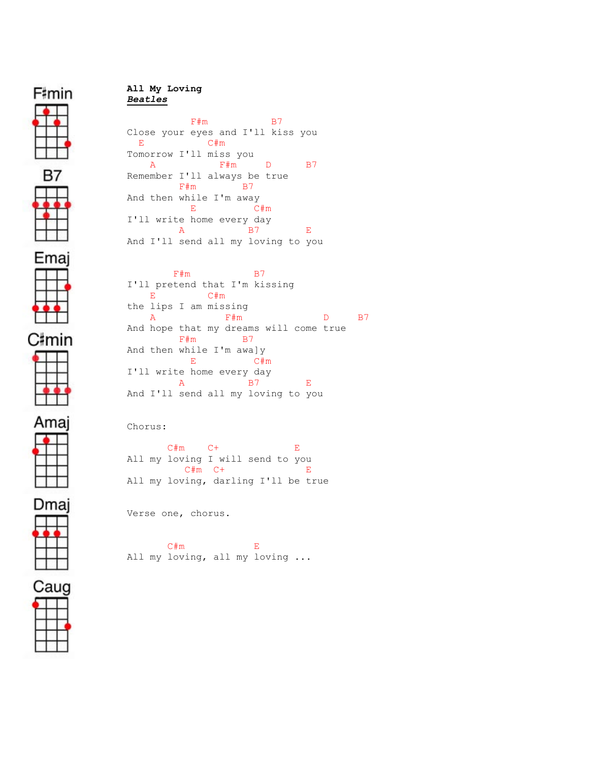F#min

B7

Emaj

C#min

Amaj

Dmaj

Caug

**All My Loving**
***Beatles***

```
           F#m           B7
Close your eyes and I'll kiss you
  E           C#m
Tomorrow I'll miss you
    A           F#m      D      B7
Remember I'll always be true
         F#m        B7
And then while I'm away
           E          C#m
I'll write home every day
         A           B7        E
And I'll send all my loving to you


        F#m           B7
I'll pretend that I'm kissing
    E         C#m
the lips I am missing
    A            F#m            D     B7
And hope that my dreams will come true
         F#m        B7
And then while I'm awa]y
           E          C#m
I'll write home every day
         A           B7        E
And I'll send all my loving to you


Chorus:

      C#m    C+              E
All my loving I will send to you
         C#m  C+             E
All my loving, darling I'll be true


Verse one, chorus.


      C#m          E
All my loving, all my loving ...
```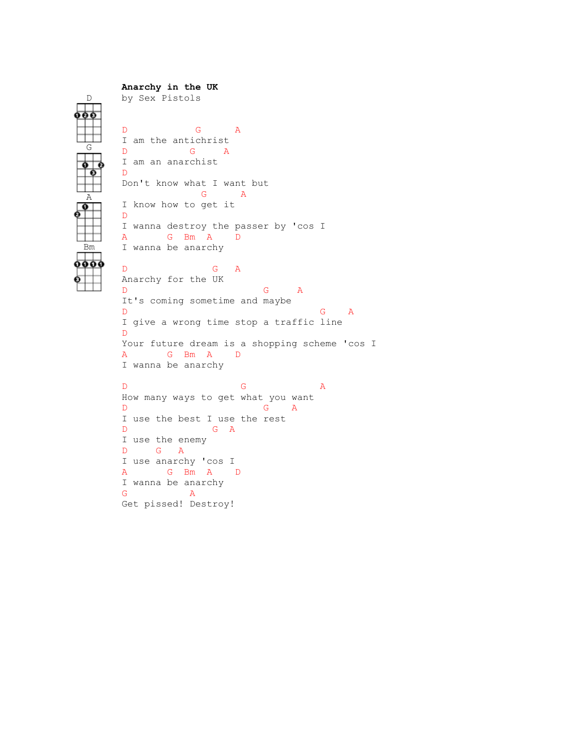**Anarchy in the UK**
by Sex Pistols

```
D             G      A
I am the antichrist
D           G     A
I am an anarchist
D
Don't know what I want but
              G      A
I know how to get it
D
I wanna destroy the passer by 'cos I
A       G  Bm  A     D
I wanna be anarchy

D                 G   A
Anarchy for the UK
D                        G     A
It's coming sometime and maybe
D                                  G    A
I give a wrong time stop a traffic line
D
Your future dream is a shopping scheme 'cos I
A       G  Bm  A     D
I wanna be anarchy

D                    G              A
How many ways to get what you want
D                        G    A
I use the best I use the rest
D                 G  A
I use the enemy
D     G   A
I use anarchy 'cos I
A       G  Bm  A     D
I wanna be anarchy
G           A
Get pissed! Destroy!
```